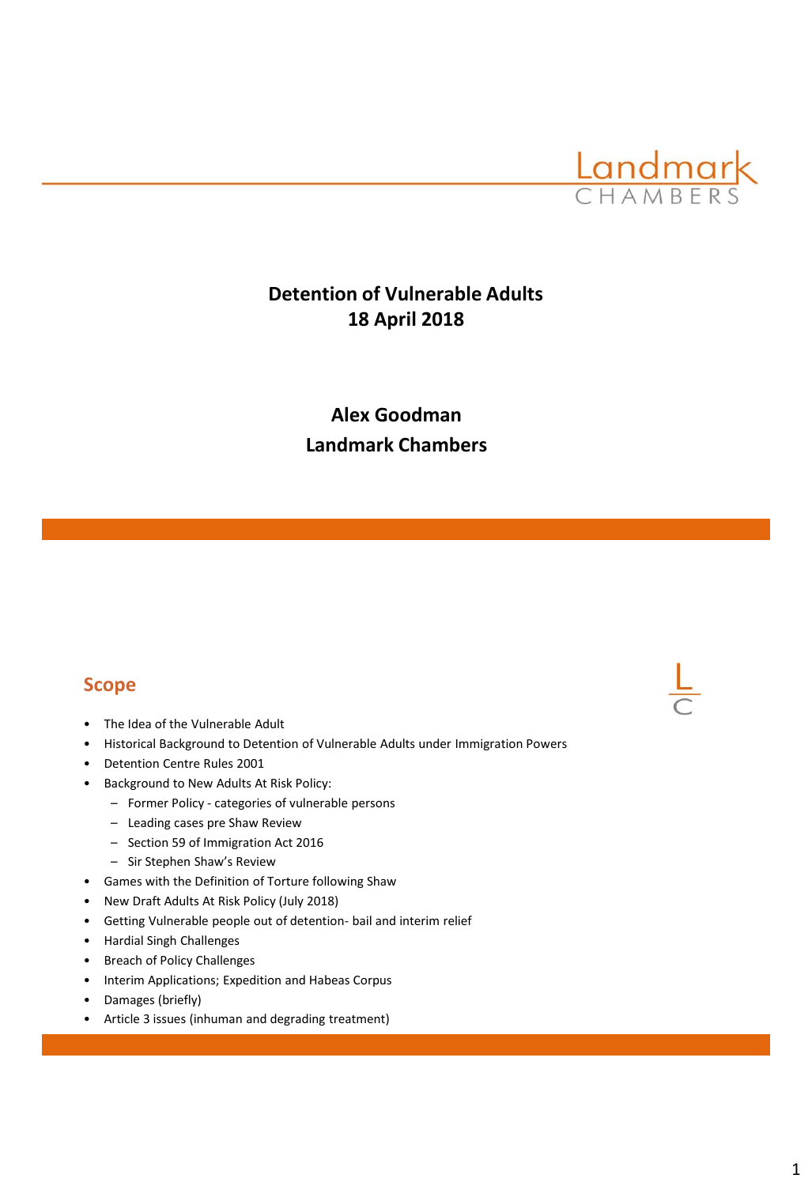# Detention of Vulnerable Adults
## 18 April 2018

**Alex Goodman**
**Landmark Chambers**

## Scope

- The Idea of the Vulnerable Adult
- Historical Background to Detention of Vulnerable Adults under Immigration Powers
- Detention Centre Rules 2001
- Background to New Adults At Risk Policy:
  - Former Policy - categories of vulnerable persons
  - Leading cases pre Shaw Review
  - Section 59 of Immigration Act 2016
  - Sir Stephen Shaw's Review
- Games with the Definition of Torture following Shaw
- New Draft Adults At Risk Policy (July 2018)
- Getting Vulnerable people out of detention- bail and interim relief
- Hardial Singh Challenges
- Breach of Policy Challenges
- Interim Applications; Expedition and Habeas Corpus
- Damages (briefly)
- Article 3 issues (inhuman and degrading treatment)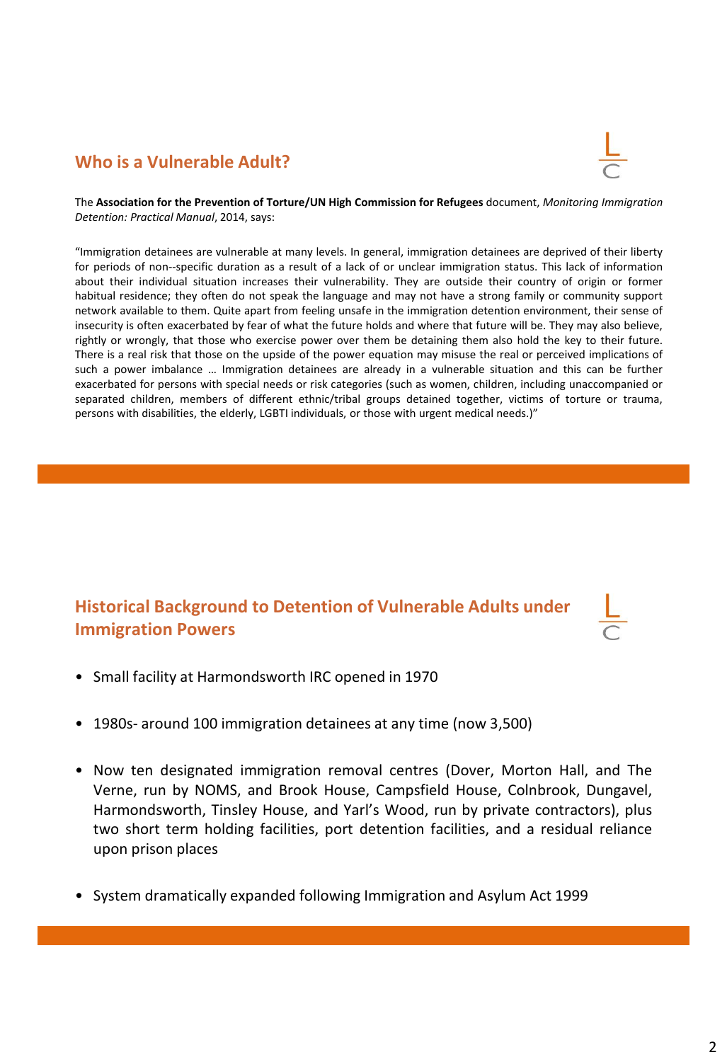## Who is a Vulnerable Adult?

The **Association for the Prevention of Torture/UN High Commission for Refugees** document, *Monitoring Immigration Detention: Practical Manual*, 2014, says:

"Immigration detainees are vulnerable at many levels. In general, immigration detainees are deprived of their liberty for periods of non--specific duration as a result of a lack of or unclear immigration status. This lack of information about their individual situation increases their vulnerability. They are outside their country of origin or former habitual residence; they often do not speak the language and may not have a strong family or community support network available to them. Quite apart from feeling unsafe in the immigration detention environment, their sense of insecurity is often exacerbated by fear of what the future holds and where that future will be. They may also believe, rightly or wrongly, that those who exercise power over them be detaining them also hold the key to their future. There is a real risk that those on the upside of the power equation may misuse the real or perceived implications of such a power imbalance … Immigration detainees are already in a vulnerable situation and this can be further exacerbated for persons with special needs or risk categories (such as women, children, including unaccompanied or separated children, members of different ethnic/tribal groups detained together, victims of torture or trauma, persons with disabilities, the elderly, LGBTI individuals, or those with urgent medical needs.)"

## Historical Background to Detention of Vulnerable Adults under Immigration Powers

- Small facility at Harmondsworth IRC opened in 1970
- 1980s- around 100 immigration detainees at any time (now 3,500)
- Now ten designated immigration removal centres (Dover, Morton Hall, and The Verne, run by NOMS, and Brook House, Campsfield House, Colnbrook, Dungavel, Harmondsworth, Tinsley House, and Yarl's Wood, run by private contractors), plus two short term holding facilities, port detention facilities, and a residual reliance upon prison places
- System dramatically expanded following Immigration and Asylum Act 1999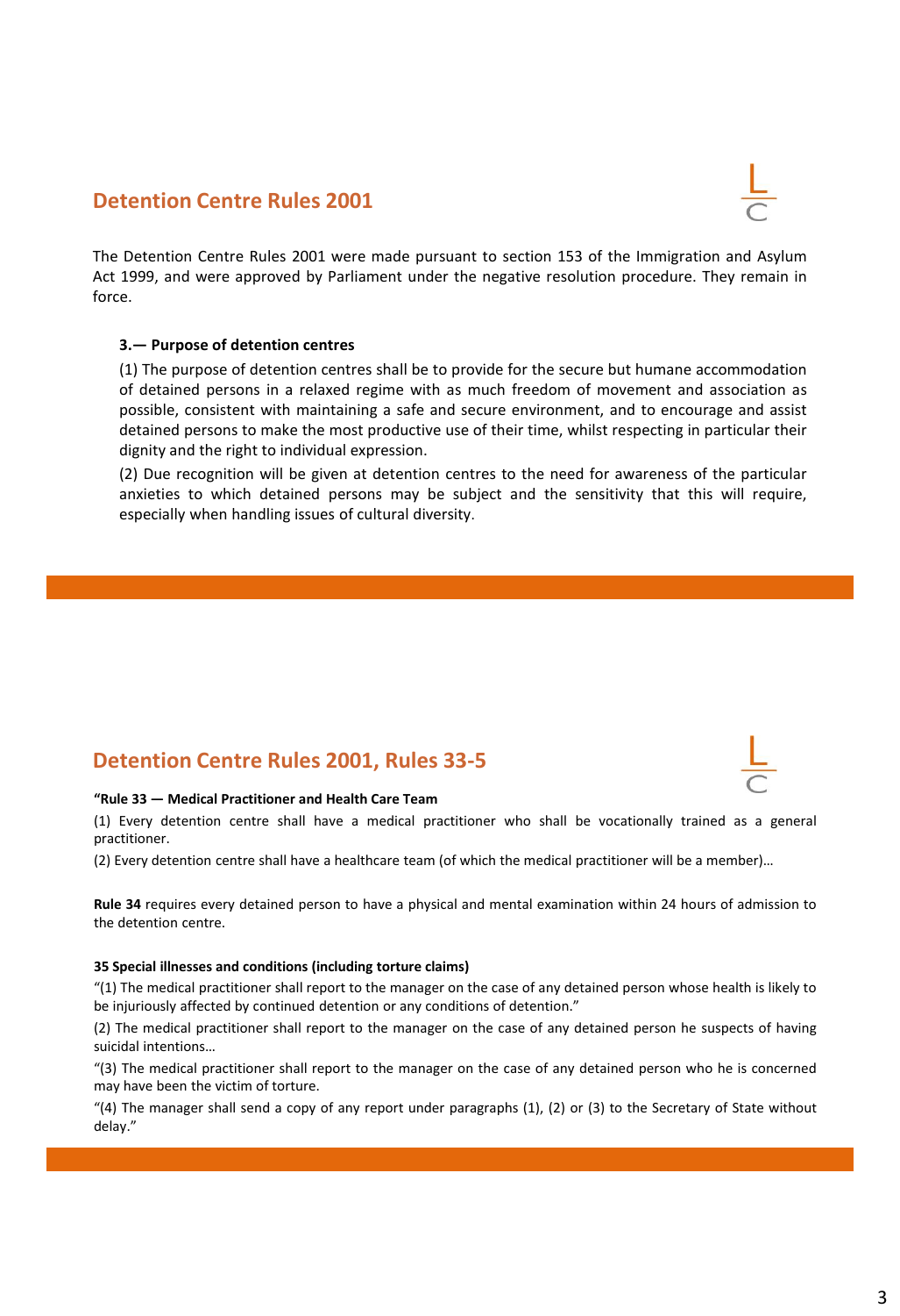## Detention Centre Rules 2001

The Detention Centre Rules 2001 were made pursuant to section 153 of the Immigration and Asylum Act 1999, and were approved by Parliament under the negative resolution procedure. They remain in force.

**3.— Purpose of detention centres**

(1) The purpose of detention centres shall be to provide for the secure but humane accommodation of detained persons in a relaxed regime with as much freedom of movement and association as possible, consistent with maintaining a safe and secure environment, and to encourage and assist detained persons to make the most productive use of their time, whilst respecting in particular their dignity and the right to individual expression.

(2) Due recognition will be given at detention centres to the need for awareness of the particular anxieties to which detained persons may be subject and the sensitivity that this will require, especially when handling issues of cultural diversity.

## Detention Centre Rules 2001, Rules 33-5

**"Rule 33 — Medical Practitioner and Health Care Team**

(1) Every detention centre shall have a medical practitioner who shall be vocationally trained as a general practitioner.

(2) Every detention centre shall have a healthcare team (of which the medical practitioner will be a member)…

**Rule 34** requires every detained person to have a physical and mental examination within 24 hours of admission to the detention centre.

**35 Special illnesses and conditions (including torture claims)**

"(1) The medical practitioner shall report to the manager on the case of any detained person whose health is likely to be injuriously affected by continued detention or any conditions of detention."

(2) The medical practitioner shall report to the manager on the case of any detained person he suspects of having suicidal intentions…

"(3) The medical practitioner shall report to the manager on the case of any detained person who he is concerned may have been the victim of torture.

"(4) The manager shall send a copy of any report under paragraphs (1), (2) or (3) to the Secretary of State without delay."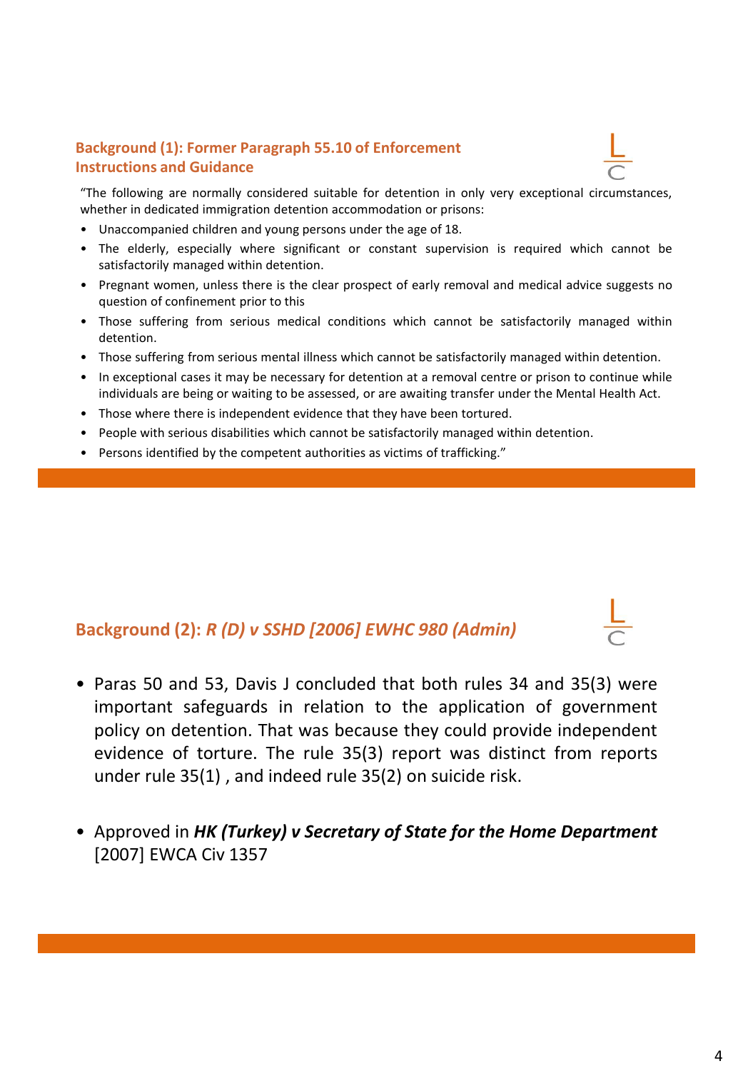## Background (1): Former Paragraph 55.10 of Enforcement Instructions and Guidance

"The following are normally considered suitable for detention in only very exceptional circumstances, whether in dedicated immigration detention accommodation or prisons:

- Unaccompanied children and young persons under the age of 18.
- The elderly, especially where significant or constant supervision is required which cannot be satisfactorily managed within detention.
- Pregnant women, unless there is the clear prospect of early removal and medical advice suggests no question of confinement prior to this
- Those suffering from serious medical conditions which cannot be satisfactorily managed within detention.
- Those suffering from serious mental illness which cannot be satisfactorily managed within detention.
- In exceptional cases it may be necessary for detention at a removal centre or prison to continue while individuals are being or waiting to be assessed, or are awaiting transfer under the Mental Health Act.
- Those where there is independent evidence that they have been tortured.
- People with serious disabilities which cannot be satisfactorily managed within detention.
- Persons identified by the competent authorities as victims of trafficking."

## Background (2): *R (D) v SSHD [2006] EWHC 980 (Admin)*

- Paras 50 and 53, Davis J concluded that both rules 34 and 35(3) were important safeguards in relation to the application of government policy on detention. That was because they could provide independent evidence of torture. The rule 35(3) report was distinct from reports under rule 35(1) , and indeed rule 35(2) on suicide risk.

- Approved in ***HK (Turkey) v Secretary of State for the Home Department*** [2007] EWCA Civ 1357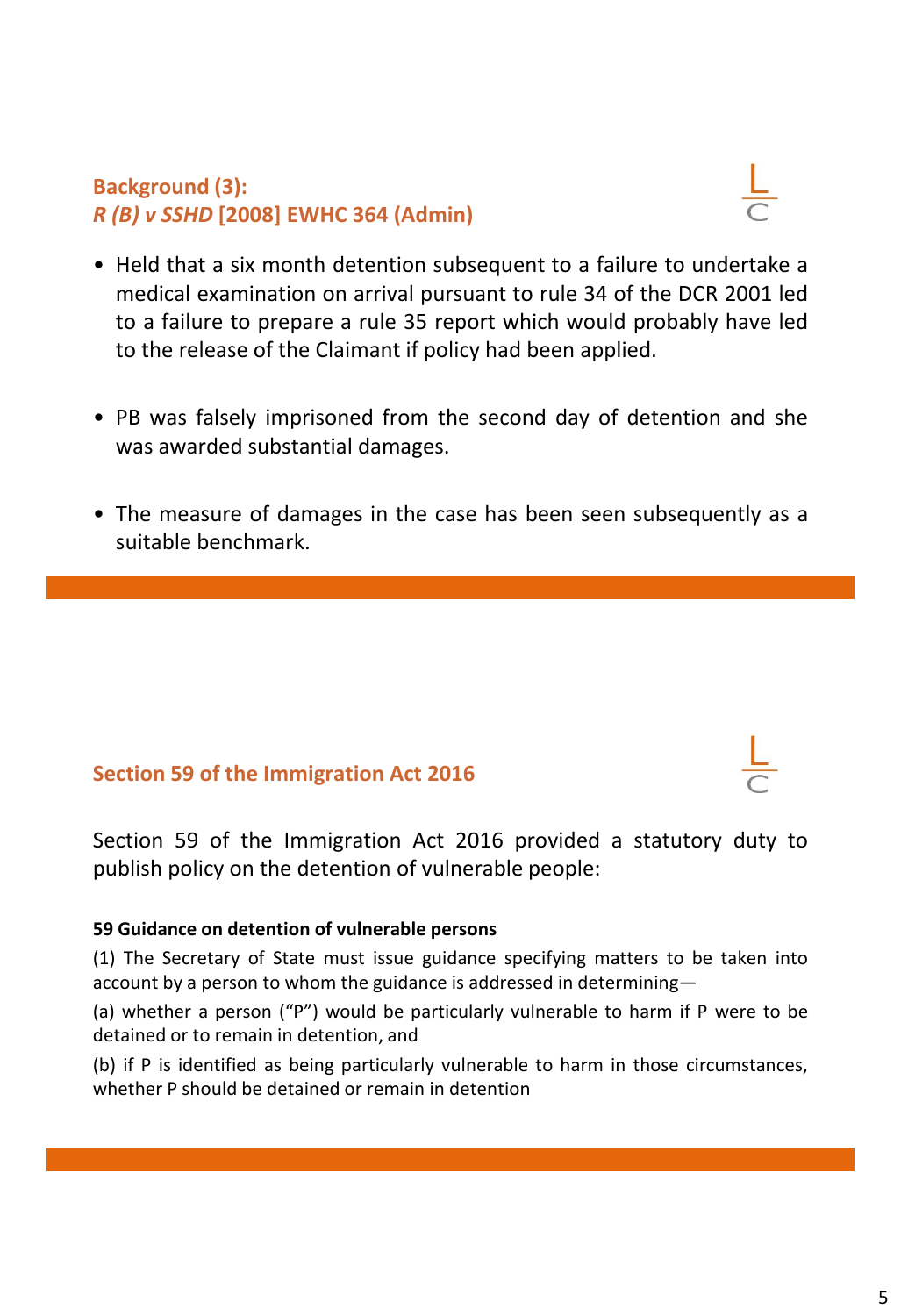## Background (3): *R (B) v SSHD* [2008] EWHC 364 (Admin)

- Held that a six month detention subsequent to a failure to undertake a medical examination on arrival pursuant to rule 34 of the DCR 2001 led to a failure to prepare a rule 35 report which would probably have led to the release of the Claimant if policy had been applied.
- PB was falsely imprisoned from the second day of detention and she was awarded substantial damages.
- The measure of damages in the case has been seen subsequently as a suitable benchmark.

## Section 59 of the Immigration Act 2016

Section 59 of the Immigration Act 2016 provided a statutory duty to publish policy on the detention of vulnerable people:

**59 Guidance on detention of vulnerable persons**

(1) The Secretary of State must issue guidance specifying matters to be taken into account by a person to whom the guidance is addressed in determining—

(a) whether a person ("P") would be particularly vulnerable to harm if P were to be detained or to remain in detention, and

(b) if P is identified as being particularly vulnerable to harm in those circumstances, whether P should be detained or remain in detention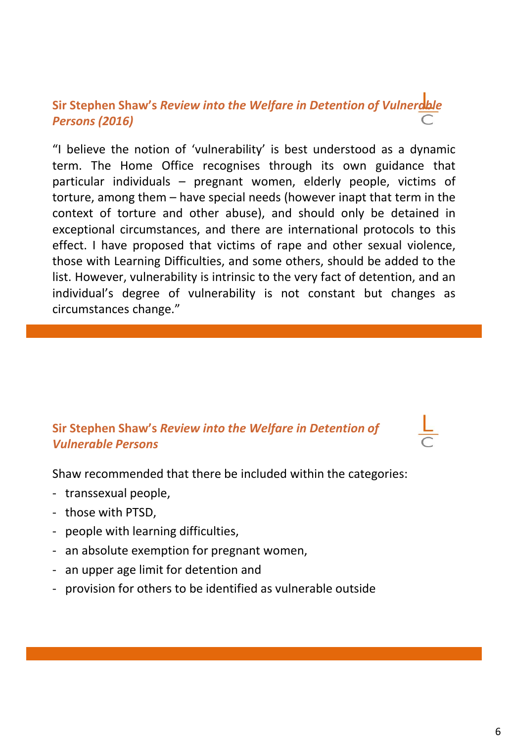## Sir Stephen Shaw's *Review into the Welfare in Detention of Vulnerable Persons (2016)*

"I believe the notion of 'vulnerability' is best understood as a dynamic term. The Home Office recognises through its own guidance that particular individuals – pregnant women, elderly people, victims of torture, among them – have special needs (however inapt that term in the context of torture and other abuse), and should only be detained in exceptional circumstances, and there are international protocols to this effect. I have proposed that victims of rape and other sexual violence, those with Learning Difficulties, and some others, should be added to the list. However, vulnerability is intrinsic to the very fact of detention, and an individual's degree of vulnerability is not constant but changes as circumstances change."

## Sir Stephen Shaw's *Review into the Welfare in Detention of Vulnerable Persons*

Shaw recommended that there be included within the categories:

- transsexual people,
- those with PTSD,
- people with learning difficulties,
- an absolute exemption for pregnant women,
- an upper age limit for detention and
- provision for others to be identified as vulnerable outside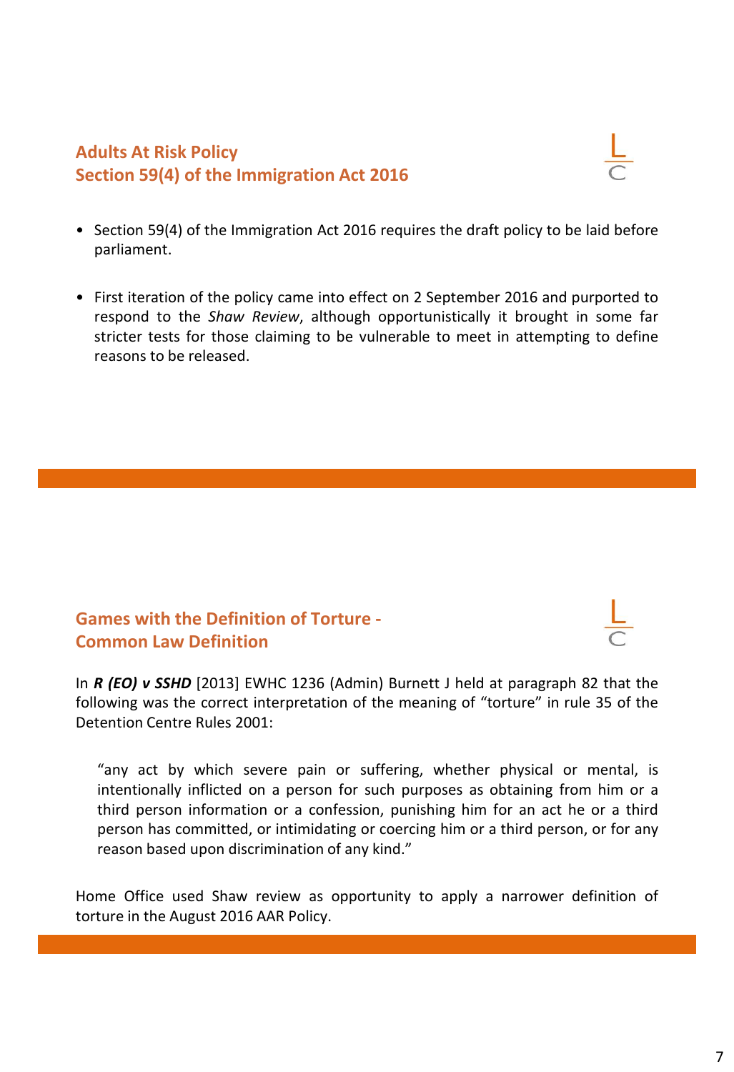## Adults At Risk Policy
## Section 59(4) of the Immigration Act 2016

- Section 59(4) of the Immigration Act 2016 requires the draft policy to be laid before parliament.
- First iteration of the policy came into effect on 2 September 2016 and purported to respond to the *Shaw Review*, although opportunistically it brought in some far stricter tests for those claiming to be vulnerable to meet in attempting to define reasons to be released.

## Games with the Definition of Torture - Common Law Definition

In ***R (EO) v SSHD*** [2013] EWHC 1236 (Admin) Burnett J held at paragraph 82 that the following was the correct interpretation of the meaning of "torture" in rule 35 of the Detention Centre Rules 2001:

> "any act by which severe pain or suffering, whether physical or mental, is intentionally inflicted on a person for such purposes as obtaining from him or a third person information or a confession, punishing him for an act he or a third person has committed, or intimidating or coercing him or a third person, or for any reason based upon discrimination of any kind."

Home Office used Shaw review as opportunity to apply a narrower definition of torture in the August 2016 AAR Policy.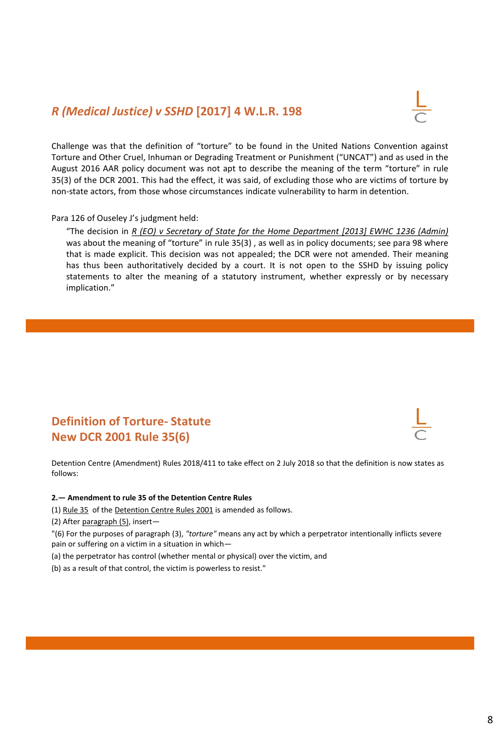## *R (Medical Justice) v SSHD* [2017] 4 W.L.R. 198

Challenge was that the definition of "torture" to be found in the United Nations Convention against Torture and Other Cruel, Inhuman or Degrading Treatment or Punishment ("UNCAT") and as used in the August 2016 AAR policy document was not apt to describe the meaning of the term "torture" in rule 35(3) of the DCR 2001. This had the effect, it was said, of excluding those who are victims of torture by non-state actors, from those whose circumstances indicate vulnerability to harm in detention.

Para 126 of Ouseley J's judgment held:

> "The decision in *R (EO) v Secretary of State for the Home Department [2013] EWHC 1236 (Admin)* was about the meaning of "torture" in rule 35(3) , as well as in policy documents; see para 98 where that is made explicit. This decision was not appealed; the DCR were not amended. Their meaning has thus been authoritatively decided by a court. It is not open to the SSHD by issuing policy statements to alter the meaning of a statutory instrument, whether expressly or by necessary implication."

## Definition of Torture- Statute
## New DCR 2001 Rule 35(6)

Detention Centre (Amendment) Rules 2018/411 to take effect on 2 July 2018 so that the definition is now states as follows:

**2.— Amendment to rule 35 of the Detention Centre Rules**

(1) Rule 35 of the Detention Centre Rules 2001 is amended as follows.

(2) After paragraph (5), insert—

"(6) For the purposes of paragraph (3), *"torture"* means any act by which a perpetrator intentionally inflicts severe pain or suffering on a victim in a situation in which—

(a) the perpetrator has control (whether mental or physical) over the victim, and

(b) as a result of that control, the victim is powerless to resist."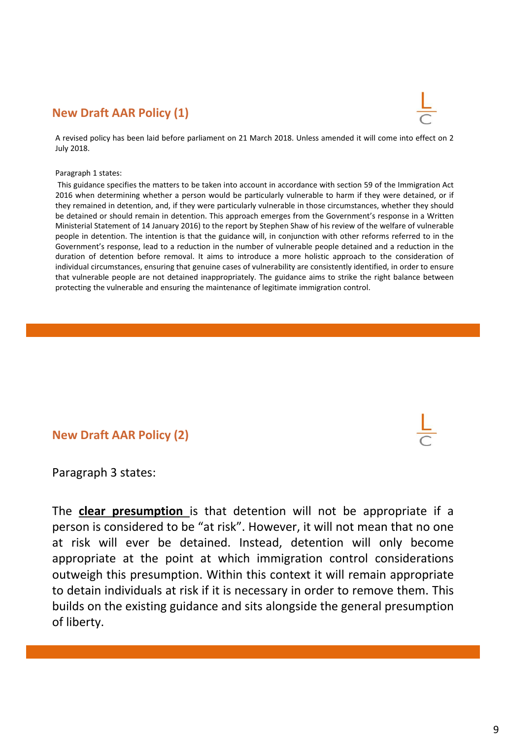## New Draft AAR Policy (1)

A revised policy has been laid before parliament on 21 March 2018. Unless amended it will come into effect on 2 July 2018.

Paragraph 1 states:

This guidance specifies the matters to be taken into account in accordance with section 59 of the Immigration Act 2016 when determining whether a person would be particularly vulnerable to harm if they were detained, or if they remained in detention, and, if they were particularly vulnerable in those circumstances, whether they should be detained or should remain in detention. This approach emerges from the Government's response in a Written Ministerial Statement of 14 January 2016) to the report by Stephen Shaw of his review of the welfare of vulnerable people in detention. The intention is that the guidance will, in conjunction with other reforms referred to in the Government's response, lead to a reduction in the number of vulnerable people detained and a reduction in the duration of detention before removal. It aims to introduce a more holistic approach to the consideration of individual circumstances, ensuring that genuine cases of vulnerability are consistently identified, in order to ensure that vulnerable people are not detained inappropriately. The guidance aims to strike the right balance between protecting the vulnerable and ensuring the maintenance of legitimate immigration control.

## New Draft AAR Policy (2)

Paragraph 3 states:

The **clear presumption** is that detention will not be appropriate if a person is considered to be "at risk". However, it will not mean that no one at risk will ever be detained. Instead, detention will only become appropriate at the point at which immigration control considerations outweigh this presumption. Within this context it will remain appropriate to detain individuals at risk if it is necessary in order to remove them. This builds on the existing guidance and sits alongside the general presumption of liberty.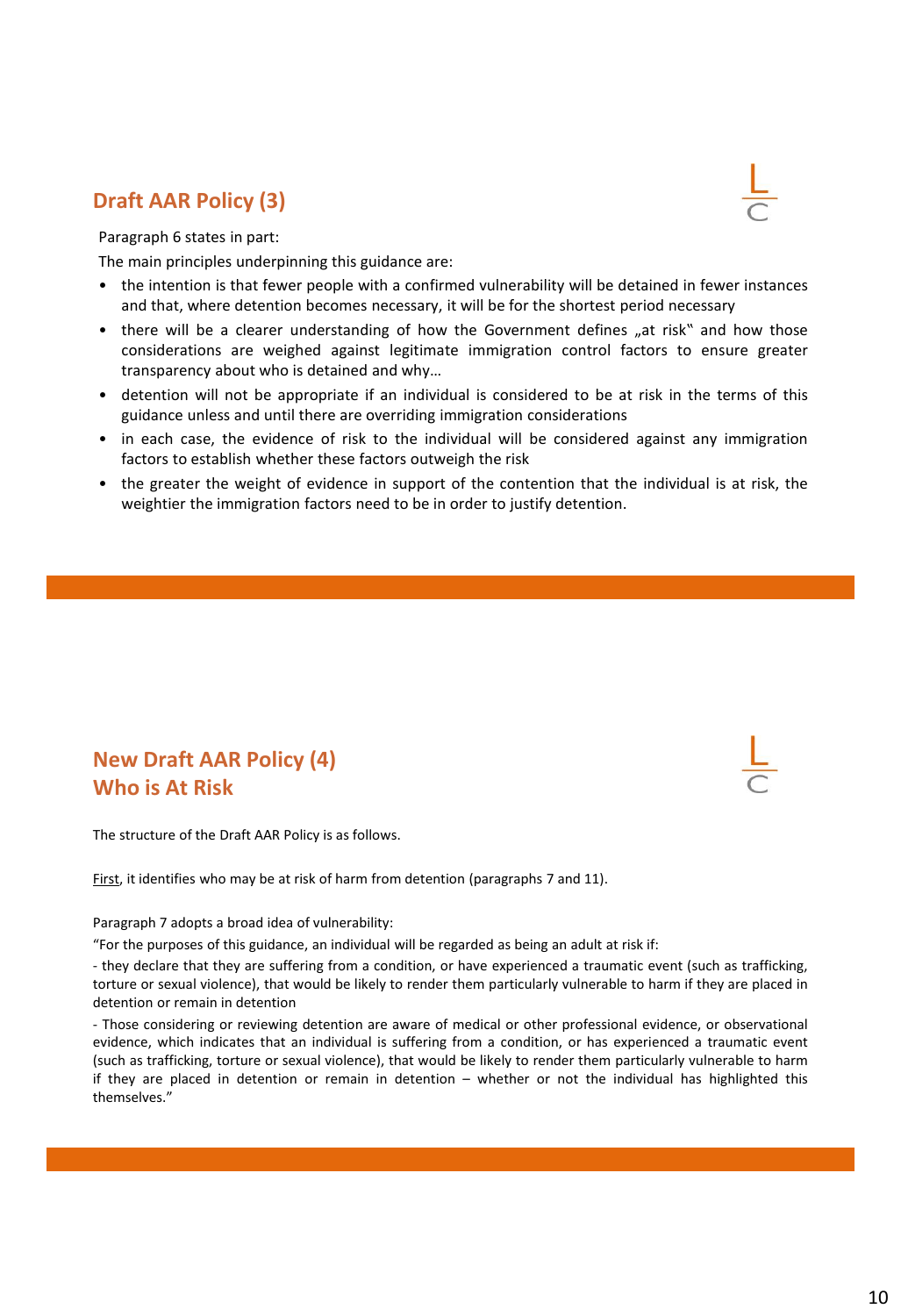## Draft AAR Policy (3)

Paragraph 6 states in part:

The main principles underpinning this guidance are:

- the intention is that fewer people with a confirmed vulnerability will be detained in fewer instances and that, where detention becomes necessary, it will be for the shortest period necessary
- there will be a clearer understanding of how the Government defines „at risk‟ and how those considerations are weighed against legitimate immigration control factors to ensure greater transparency about who is detained and why…
- detention will not be appropriate if an individual is considered to be at risk in the terms of this guidance unless and until there are overriding immigration considerations
- in each case, the evidence of risk to the individual will be considered against any immigration factors to establish whether these factors outweigh the risk
- the greater the weight of evidence in support of the contention that the individual is at risk, the weightier the immigration factors need to be in order to justify detention.

## New Draft AAR Policy (4)
## Who is At Risk

The structure of the Draft AAR Policy is as follows.

First, it identifies who may be at risk of harm from detention (paragraphs 7 and 11).

Paragraph 7 adopts a broad idea of vulnerability:

"For the purposes of this guidance, an individual will be regarded as being an adult at risk if:

- they declare that they are suffering from a condition, or have experienced a traumatic event (such as trafficking, torture or sexual violence), that would be likely to render them particularly vulnerable to harm if they are placed in detention or remain in detention

- Those considering or reviewing detention are aware of medical or other professional evidence, or observational evidence, which indicates that an individual is suffering from a condition, or has experienced a traumatic event (such as trafficking, torture or sexual violence), that would be likely to render them particularly vulnerable to harm if they are placed in detention or remain in detention – whether or not the individual has highlighted this themselves."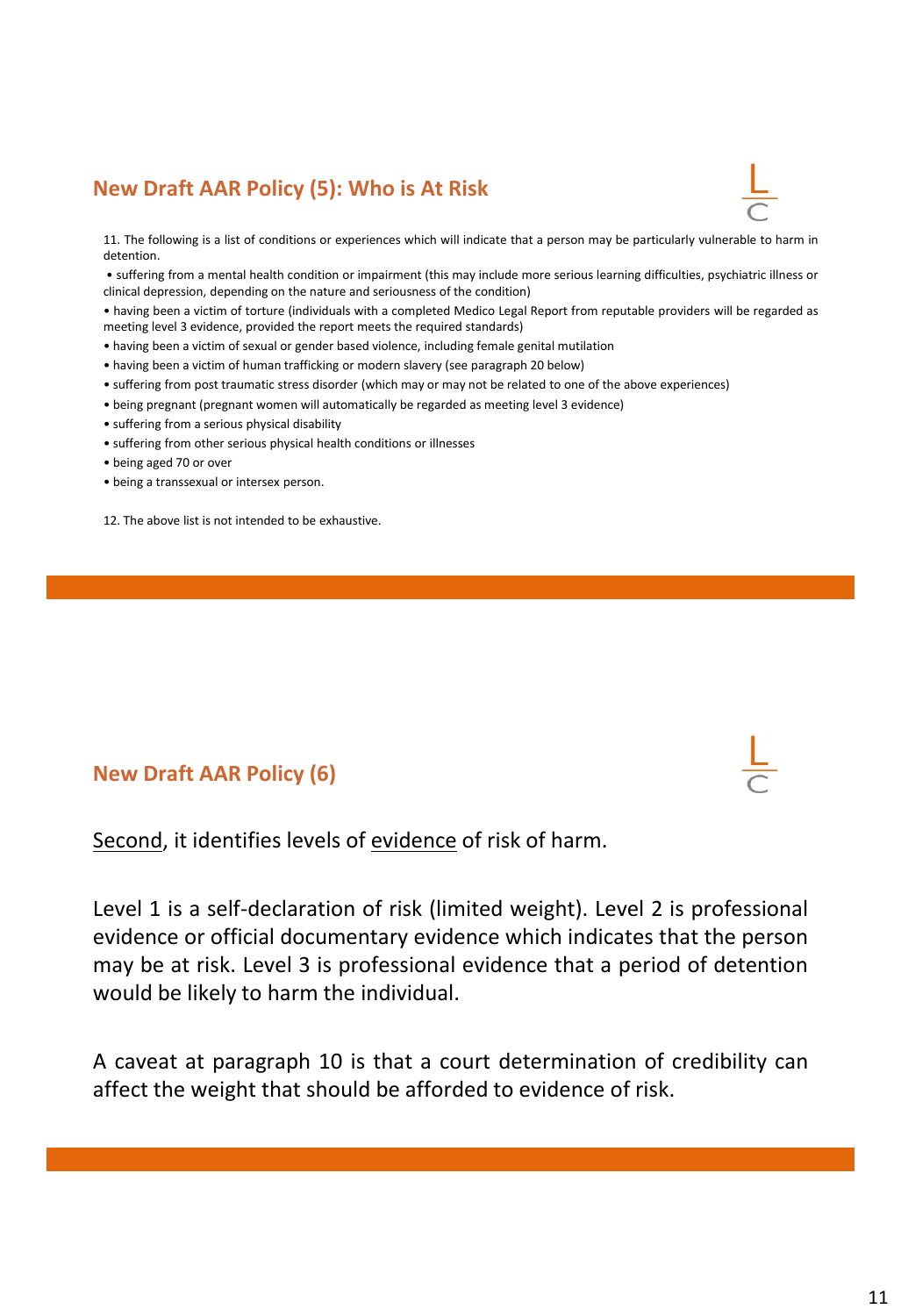## New Draft AAR Policy (5): Who is At Risk

11. The following is a list of conditions or experiences which will indicate that a person may be particularly vulnerable to harm in detention.

- suffering from a mental health condition or impairment (this may include more serious learning difficulties, psychiatric illness or clinical depression, depending on the nature and seriousness of the condition)
- having been a victim of torture (individuals with a completed Medico Legal Report from reputable providers will be regarded as meeting level 3 evidence, provided the report meets the required standards)
- having been a victim of sexual or gender based violence, including female genital mutilation
- having been a victim of human trafficking or modern slavery (see paragraph 20 below)
- suffering from post traumatic stress disorder (which may or may not be related to one of the above experiences)
- being pregnant (pregnant women will automatically be regarded as meeting level 3 evidence)
- suffering from a serious physical disability
- suffering from other serious physical health conditions or illnesses
- being aged 70 or over
- being a transsexual or intersex person.

12. The above list is not intended to be exhaustive.

## New Draft AAR Policy (6)

Second, it identifies levels of evidence of risk of harm.

Level 1 is a self-declaration of risk (limited weight). Level 2 is professional evidence or official documentary evidence which indicates that the person may be at risk. Level 3 is professional evidence that a period of detention would be likely to harm the individual.

A caveat at paragraph 10 is that a court determination of credibility can affect the weight that should be afforded to evidence of risk.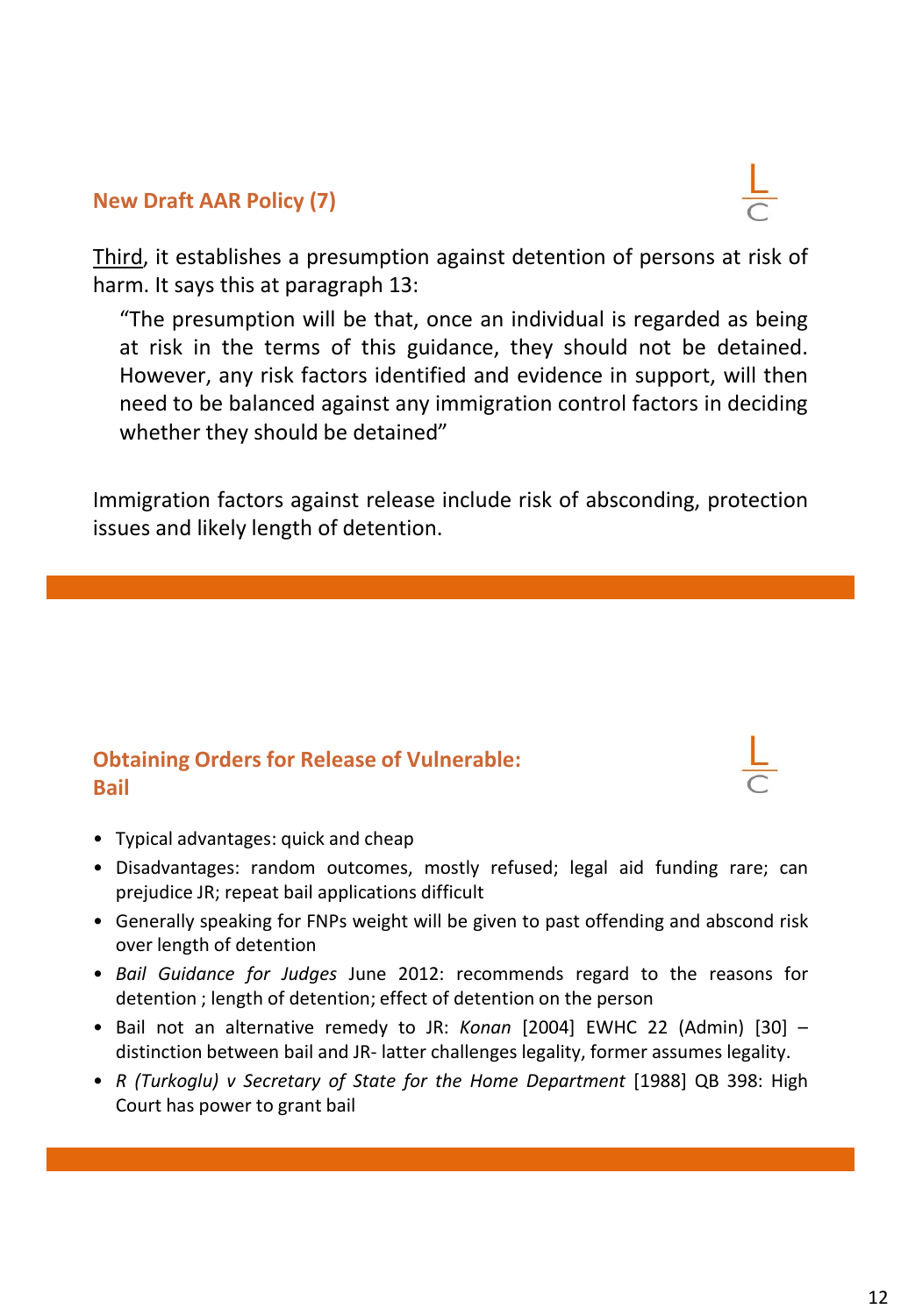## New Draft AAR Policy (7)

<u>Third</u>, it establishes a presumption against detention of persons at risk of harm. It says this at paragraph 13:

> "The presumption will be that, once an individual is regarded as being at risk in the terms of this guidance, they should not be detained. However, any risk factors identified and evidence in support, will then need to be balanced against any immigration control factors in deciding whether they should be detained"

Immigration factors against release include risk of absconding, protection issues and likely length of detention.

## Obtaining Orders for Release of Vulnerable: Bail

- Typical advantages: quick and cheap
- Disadvantages: random outcomes, mostly refused; legal aid funding rare; can prejudice JR; repeat bail applications difficult
- Generally speaking for FNPs weight will be given to past offending and abscond risk over length of detention
- *Bail Guidance for Judges* June 2012: recommends regard to the reasons for detention ; length of detention; effect of detention on the person
- Bail not an alternative remedy to JR: *Konan* [2004] EWHC 22 (Admin) [30] – distinction between bail and JR- latter challenges legality, former assumes legality.
- *R (Turkoglu) v Secretary of State for the Home Department* [1988] QB 398: High Court has power to grant bail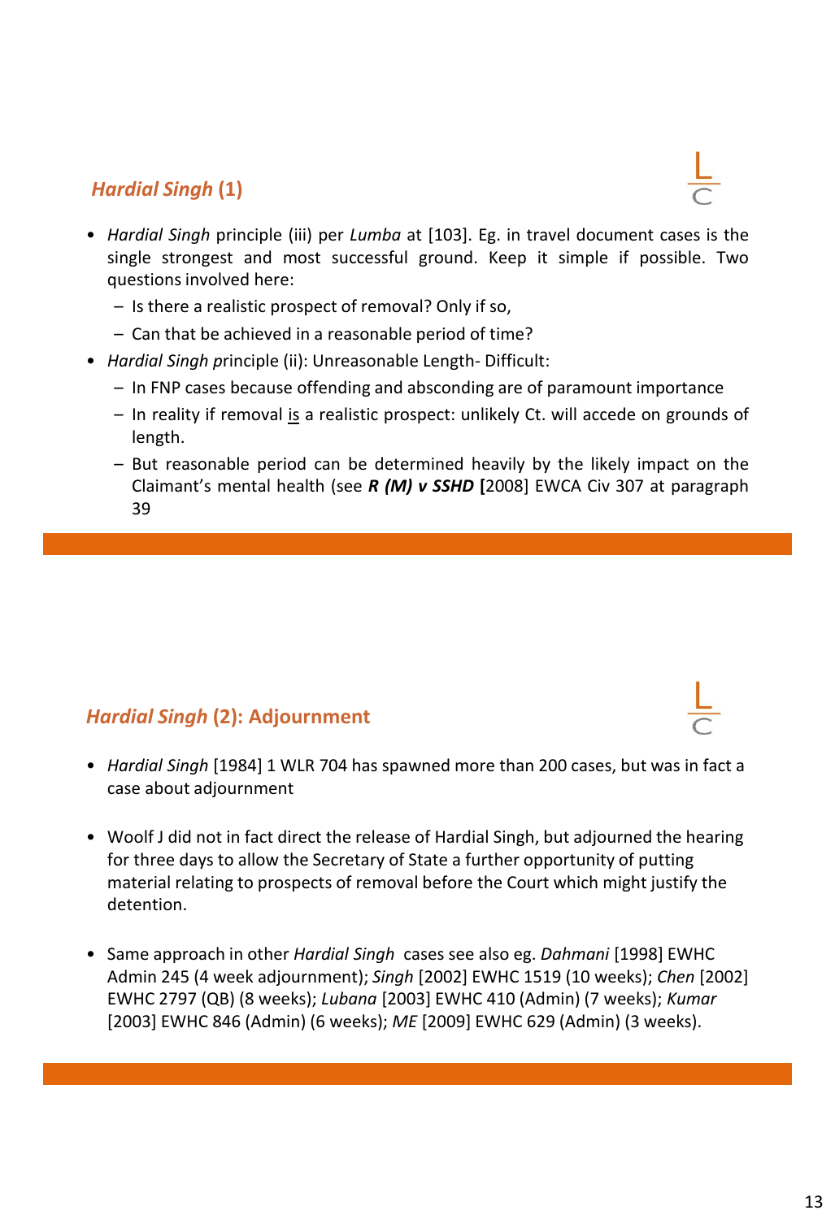## *Hardial Singh* (1)

- *Hardial Singh* principle (iii) per *Lumba* at [103]. Eg. in travel document cases is the single strongest and most successful ground. Keep it simple if possible. Two questions involved here:
  - Is there a realistic prospect of removal? Only if so,
  - Can that be achieved in a reasonable period of time?
- *Hardial Singh* principle (ii): Unreasonable Length- Difficult:
  - In FNP cases because offending and absconding are of paramount importance
  - In reality if removal is a realistic prospect: unlikely Ct. will accede on grounds of length.
  - But reasonable period can be determined heavily by the likely impact on the Claimant's mental health (see ***R (M) v SSHD*** **[**2008] EWCA Civ 307 at paragraph 39

## *Hardial Singh* (2): Adjournment

- *Hardial Singh* [1984] 1 WLR 704 has spawned more than 200 cases, but was in fact a case about adjournment

- Woolf J did not in fact direct the release of Hardial Singh, but adjourned the hearing for three days to allow the Secretary of State a further opportunity of putting material relating to prospects of removal before the Court which might justify the detention.

- Same approach in other *Hardial Singh* cases see also eg. *Dahmani* [1998] EWHC Admin 245 (4 week adjournment); *Singh* [2002] EWHC 1519 (10 weeks); *Chen* [2002] EWHC 2797 (QB) (8 weeks); *Lubana* [2003] EWHC 410 (Admin) (7 weeks); *Kumar* [2003] EWHC 846 (Admin) (6 weeks); *ME* [2009] EWHC 629 (Admin) (3 weeks).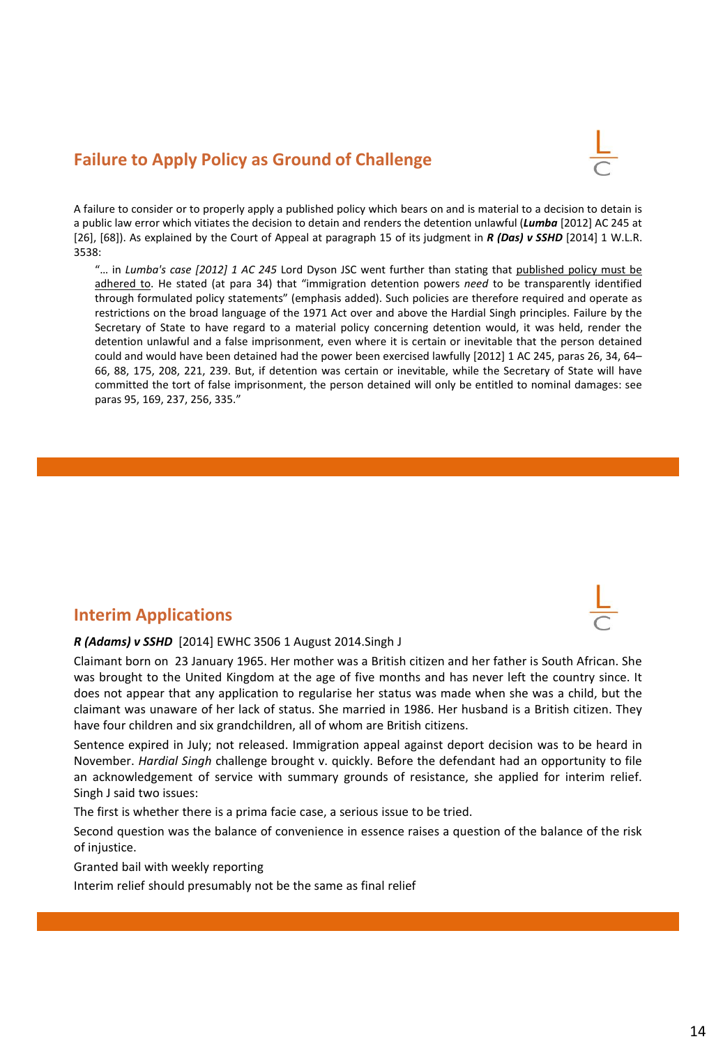## Failure to Apply Policy as Ground of Challenge

A failure to consider or to properly apply a published policy which bears on and is material to a decision to detain is a public law error which vitiates the decision to detain and renders the detention unlawful (***Lumba*** [2012] AC 245 at [26], [68]). As explained by the Court of Appeal at paragraph 15 of its judgment in ***R (Das) v SSHD*** [2014] 1 W.L.R. 3538:

> "… in *Lumba's case [2012] 1 AC 245* Lord Dyson JSC went further than stating that published policy must be adhered to. He stated (at para 34) that "immigration detention powers *need* to be transparently identified through formulated policy statements" (emphasis added). Such policies are therefore required and operate as restrictions on the broad language of the 1971 Act over and above the Hardial Singh principles. Failure by the Secretary of State to have regard to a material policy concerning detention would, it was held, render the detention unlawful and a false imprisonment, even where it is certain or inevitable that the person detained could and would have been detained had the power been exercised lawfully [2012] 1 AC 245, paras 26, 34, 64–66, 88, 175, 208, 221, 239. But, if detention was certain or inevitable, while the Secretary of State will have committed the tort of false imprisonment, the person detained will only be entitled to nominal damages: see paras 95, 169, 237, 256, 335."

## Interim Applications

***R (Adams) v SSHD*** [2014] EWHC 3506 1 August 2014.Singh J

Claimant born on 23 January 1965. Her mother was a British citizen and her father is South African. She was brought to the United Kingdom at the age of five months and has never left the country since. It does not appear that any application to regularise her status was made when she was a child, but the claimant was unaware of her lack of status. She married in 1986. Her husband is a British citizen. They have four children and six grandchildren, all of whom are British citizens.

Sentence expired in July; not released. Immigration appeal against deport decision was to be heard in November. *Hardial Singh* challenge brought v. quickly. Before the defendant had an opportunity to file an acknowledgement of service with summary grounds of resistance, she applied for interim relief. Singh J said two issues:

The first is whether there is a prima facie case, a serious issue to be tried.

Second question was the balance of convenience in essence raises a question of the balance of the risk of injustice.

Granted bail with weekly reporting

Interim relief should presumably not be the same as final relief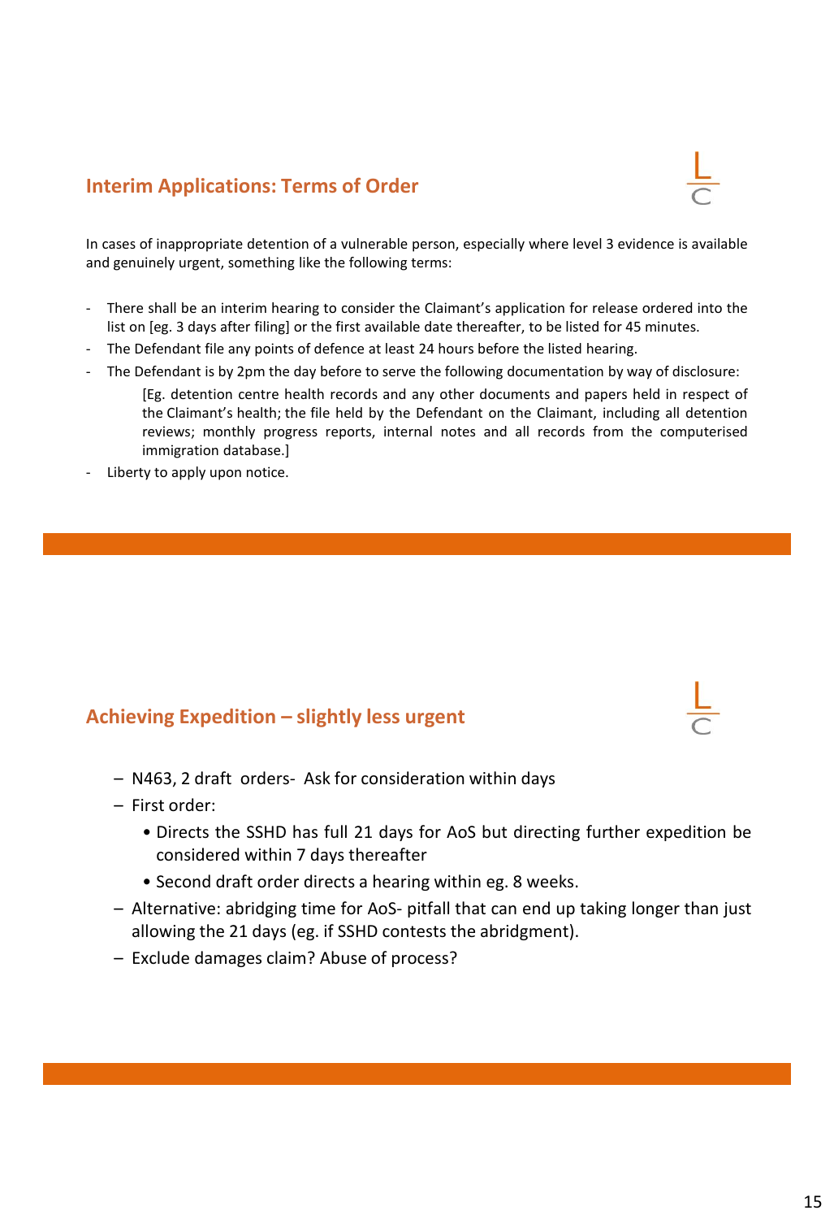## Interim Applications: Terms of Order

In cases of inappropriate detention of a vulnerable person, especially where level 3 evidence is available and genuinely urgent, something like the following terms:

- There shall be an interim hearing to consider the Claimant's application for release ordered into the list on [eg. 3 days after filing] or the first available date thereafter, to be listed for 45 minutes.
- The Defendant file any points of defence at least 24 hours before the listed hearing.
- The Defendant is by 2pm the day before to serve the following documentation by way of disclosure:

  [Eg. detention centre health records and any other documents and papers held in respect of the Claimant's health; the file held by the Defendant on the Claimant, including all detention reviews; monthly progress reports, internal notes and all records from the computerised immigration database.]
- Liberty to apply upon notice.

## Achieving Expedition – slightly less urgent

- N463, 2 draft orders- Ask for consideration within days
- First order:
  - Directs the SSHD has full 21 days for AoS but directing further expedition be considered within 7 days thereafter
  - Second draft order directs a hearing within eg. 8 weeks.
- Alternative: abridging time for AoS- pitfall that can end up taking longer than just allowing the 21 days (eg. if SSHD contests the abridgment).
- Exclude damages claim? Abuse of process?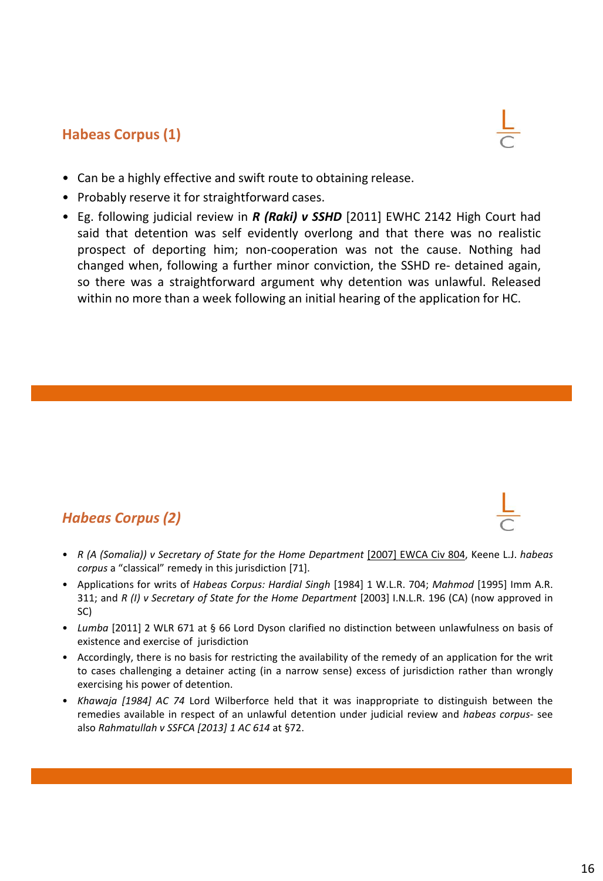## Habeas Corpus (1)

- Can be a highly effective and swift route to obtaining release.
- Probably reserve it for straightforward cases.
- Eg. following judicial review in ***R (Raki) v SSHD*** [2011] EWHC 2142 High Court had said that detention was self evidently overlong and that there was no realistic prospect of deporting him; non-cooperation was not the cause. Nothing had changed when, following a further minor conviction, the SSHD re- detained again, so there was a straightforward argument why detention was unlawful. Released within no more than a week following an initial hearing of the application for HC.

## *Habeas Corpus (2)*

- *R (A (Somalia)) v Secretary of State for the Home Department* [2007] EWCA Civ 804, Keene L.J. *habeas corpus* a "classical" remedy in this jurisdiction [71].
- Applications for writs of *Habeas Corpus: Hardial Singh* [1984] 1 W.L.R. 704; *Mahmod* [1995] Imm A.R. 311; and *R (I) v Secretary of State for the Home Department* [2003] I.N.L.R. 196 (CA) (now approved in SC)
- *Lumba* [2011] 2 WLR 671 at § 66 Lord Dyson clarified no distinction between unlawfulness on basis of existence and exercise of jurisdiction
- Accordingly, there is no basis for restricting the availability of the remedy of an application for the writ to cases challenging a detainer acting (in a narrow sense) excess of jurisdiction rather than wrongly exercising his power of detention.
- *Khawaja [1984] AC 74* Lord Wilberforce held that it was inappropriate to distinguish between the remedies available in respect of an unlawful detention under judicial review and *habeas corpus*- see also *Rahmatullah v SSFCA [2013] 1 AC 614* at §72.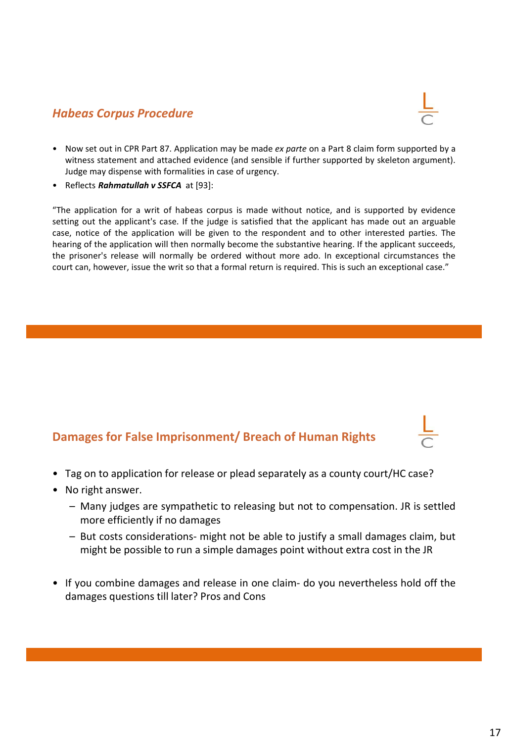## *Habeas Corpus Procedure*

- Now set out in CPR Part 87. Application may be made *ex parte* on a Part 8 claim form supported by a witness statement and attached evidence (and sensible if further supported by skeleton argument). Judge may dispense with formalities in case of urgency.
- Reflects ***Rahmatullah v SSFCA*** at [93]:

"The application for a writ of habeas corpus is made without notice, and is supported by evidence setting out the applicant's case. If the judge is satisfied that the applicant has made out an arguable case, notice of the application will be given to the respondent and to other interested parties. The hearing of the application will then normally become the substantive hearing. If the applicant succeeds, the prisoner's release will normally be ordered without more ado. In exceptional circumstances the court can, however, issue the writ so that a formal return is required. This is such an exceptional case."

## Damages for False Imprisonment/ Breach of Human Rights

- Tag on to application for release or plead separately as a county court/HC case?
- No right answer.
  - Many judges are sympathetic to releasing but not to compensation. JR is settled more efficiently if no damages
  - But costs considerations- might not be able to justify a small damages claim, but might be possible to run a simple damages point without extra cost in the JR
- If you combine damages and release in one claim- do you nevertheless hold off the damages questions till later? Pros and Cons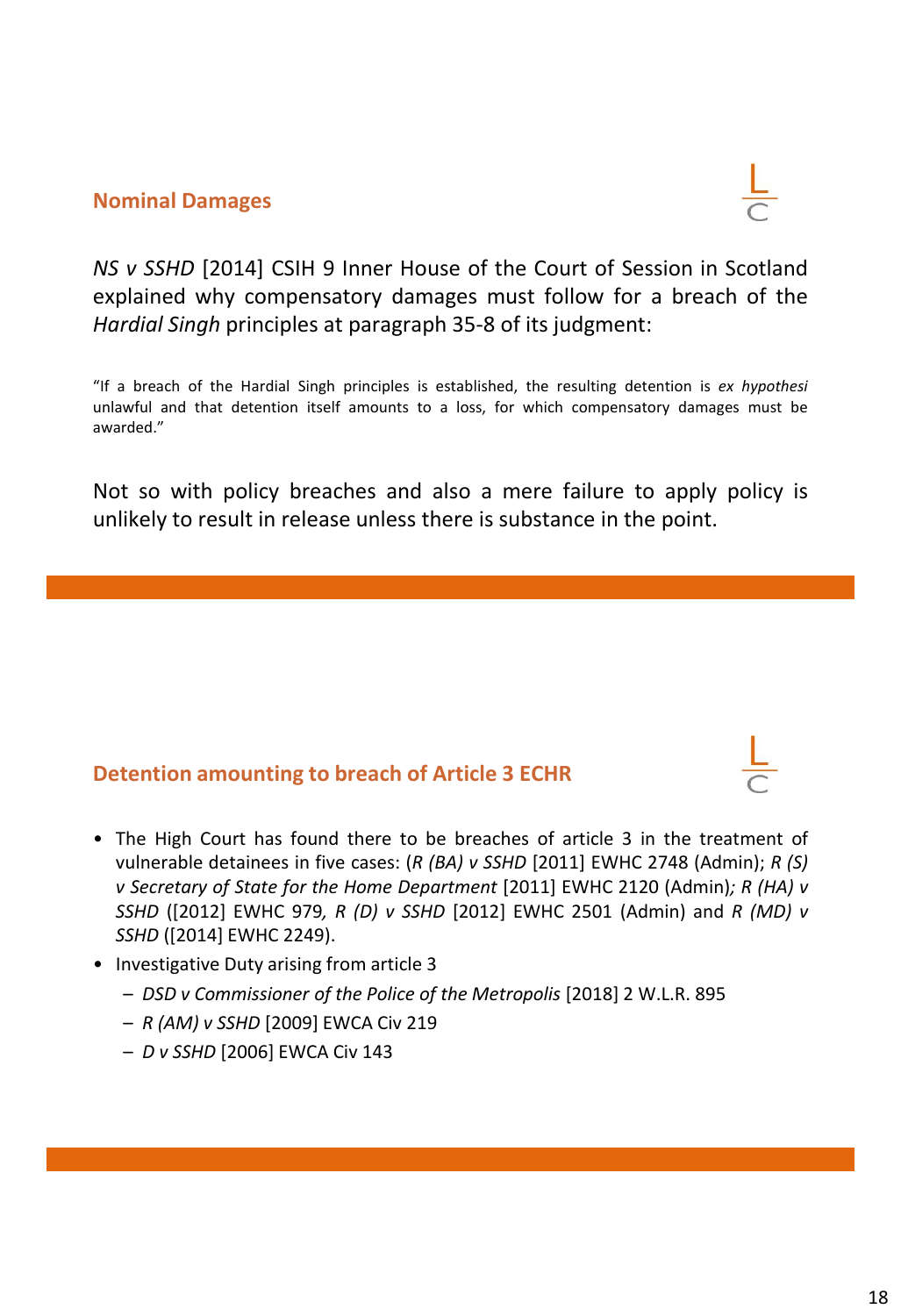## Nominal Damages

*NS v SSHD* [2014] CSIH 9 Inner House of the Court of Session in Scotland explained why compensatory damages must follow for a breach of the *Hardial Singh* principles at paragraph 35-8 of its judgment:

"If a breach of the Hardial Singh principles is established, the resulting detention is *ex hypothesi* unlawful and that detention itself amounts to a loss, for which compensatory damages must be awarded."

Not so with policy breaches and also a mere failure to apply policy is unlikely to result in release unless there is substance in the point.

## Detention amounting to breach of Article 3 ECHR

- The High Court has found there to be breaches of article 3 in the treatment of vulnerable detainees in five cases: (*R (BA) v SSHD* [2011] EWHC 2748 (Admin); *R (S) v Secretary of State for the Home Department* [2011] EWHC 2120 (Admin); *R (HA) v SSHD* ([2012] EWHC 979, *R (D) v SSHD* [2012] EWHC 2501 (Admin) and *R (MD) v SSHD* ([2014] EWHC 2249).
- Investigative Duty arising from article 3
  - *DSD v Commissioner of the Police of the Metropolis* [2018] 2 W.L.R. 895
  - *R (AM) v SSHD* [2009] EWCA Civ 219
  - *D v SSHD* [2006] EWCA Civ 143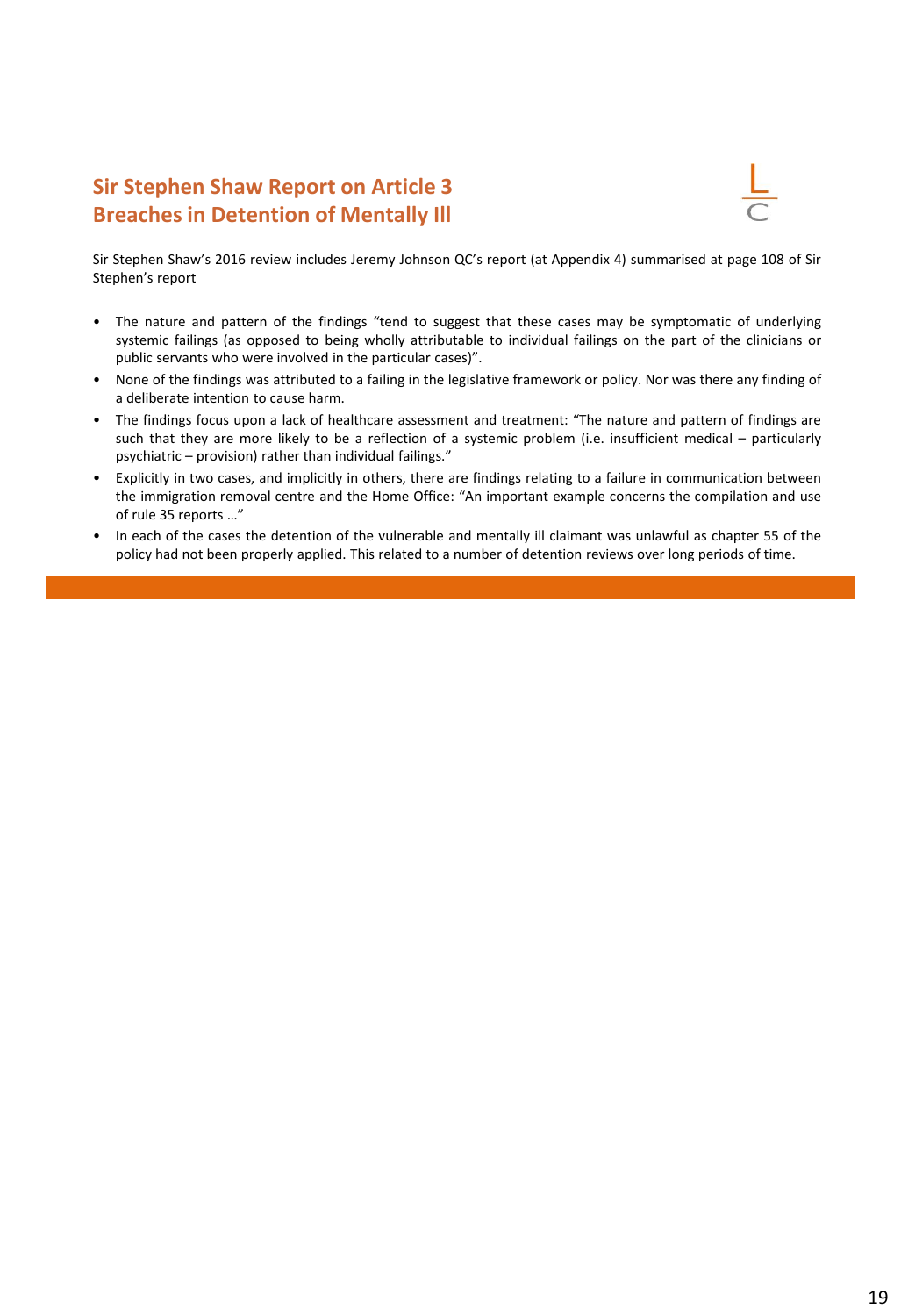## Sir Stephen Shaw Report on Article 3 Breaches in Detention of Mentally Ill

Sir Stephen Shaw's 2016 review includes Jeremy Johnson QC's report (at Appendix 4) summarised at page 108 of Sir Stephen's report

- The nature and pattern of the findings "tend to suggest that these cases may be symptomatic of underlying systemic failings (as opposed to being wholly attributable to individual failings on the part of the clinicians or public servants who were involved in the particular cases)".
- None of the findings was attributed to a failing in the legislative framework or policy. Nor was there any finding of a deliberate intention to cause harm.
- The findings focus upon a lack of healthcare assessment and treatment: "The nature and pattern of findings are such that they are more likely to be a reflection of a systemic problem (i.e. insufficient medical – particularly psychiatric – provision) rather than individual failings."
- Explicitly in two cases, and implicitly in others, there are findings relating to a failure in communication between the immigration removal centre and the Home Office: "An important example concerns the compilation and use of rule 35 reports …"
- In each of the cases the detention of the vulnerable and mentally ill claimant was unlawful as chapter 55 of the policy had not been properly applied. This related to a number of detention reviews over long periods of time.